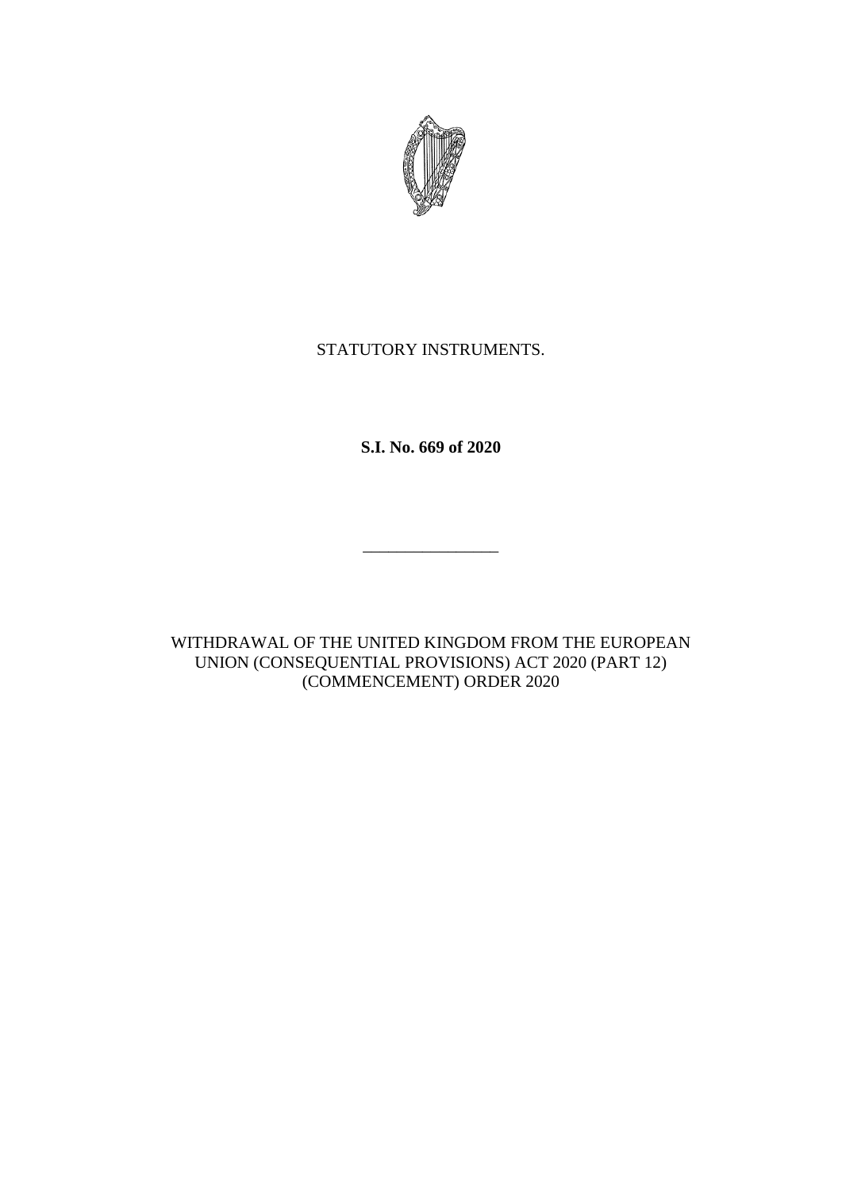STATUTORY INSTRUMENTS.

**S.I. No. 669 of 2020**

---

WITHDRAWAL OF THE UNITED KINGDOM FROM THE EUROPEAN UNION (CONSEQUENTIAL PROVISIONS) ACT 2020 (PART 12) (COMMENCEMENT) ORDER 2020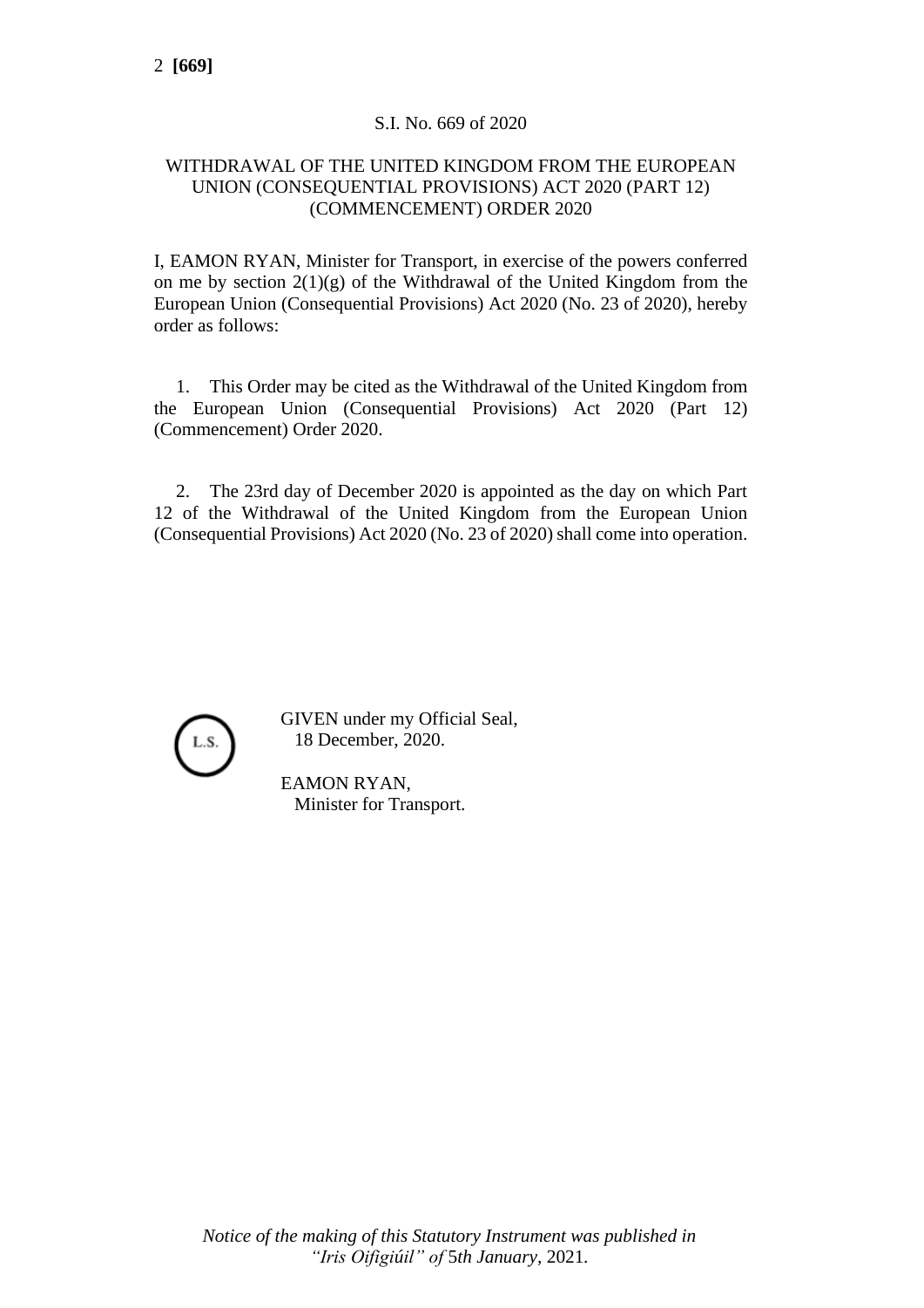S.I. No. 669 of 2020

WITHDRAWAL OF THE UNITED KINGDOM FROM THE EUROPEAN UNION (CONSEQUENTIAL PROVISIONS) ACT 2020 (PART 12) (COMMENCEMENT) ORDER 2020

I, EAMON RYAN, Minister for Transport, in exercise of the powers conferred on me by section 2(1)(g) of the Withdrawal of the United Kingdom from the European Union (Consequential Provisions) Act 2020 (No. 23 of 2020), hereby order as follows:

1. This Order may be cited as the Withdrawal of the United Kingdom from the European Union (Consequential Provisions) Act 2020 (Part 12) (Commencement) Order 2020.

2. The 23rd day of December 2020 is appointed as the day on which Part 12 of the Withdrawal of the United Kingdom from the European Union (Consequential Provisions) Act 2020 (No. 23 of 2020) shall come into operation.

L.S.

GIVEN under my Official Seal,
18 December, 2020.

EAMON RYAN,
Minister for Transport.

*Notice of the making of this Statutory Instrument was published in "Iris Oifigiúil" of* 5*th January*, 2021.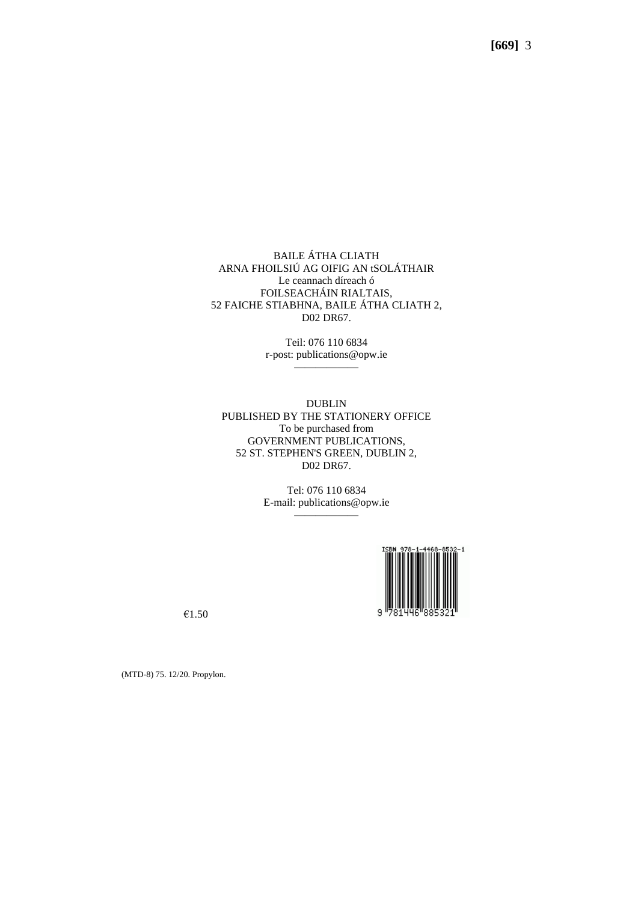BAILE ÁTHA CLIATH
ARNA FHOILSIÚ AG OIFIG AN tSOLÁTHAIR
Le ceannach díreach ó
FOILSEACHÁIN RIALTAIS,
52 FAICHE STIABHNA, BAILE ÁTHA CLIATH 2,
D02 DR67.

Teil: 076 110 6834
r-post: publications@opw.ie

---

DUBLIN
PUBLISHED BY THE STATIONERY OFFICE
To be purchased from
GOVERNMENT PUBLICATIONS,
52 ST. STEPHEN'S GREEN, DUBLIN 2,
D02 DR67.

Tel: 076 110 6834
E-mail: publications@opw.ie

---

ISBN 978-1-4468-8532-1

9 781446 885321

€1.50

(MTD-8) 75. 12/20. Propylon.